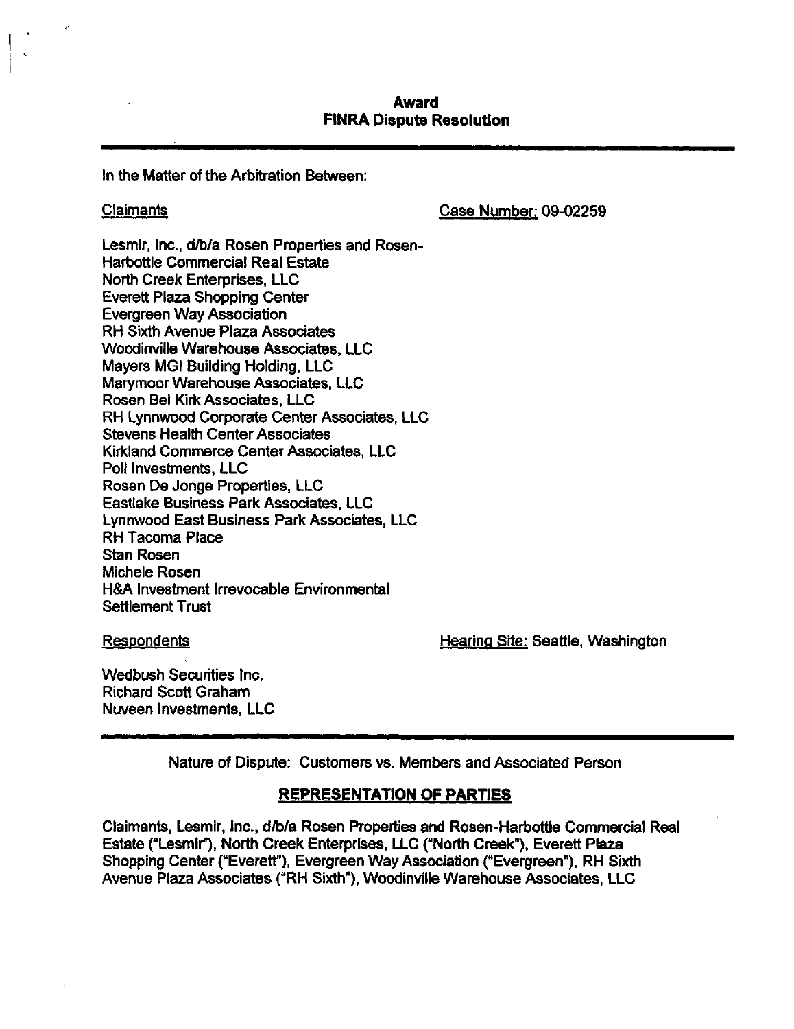# Award
## FINRA Dispute Resolution

In the Matter of the Arbitration Between:

Claimants

Case Number: 09-02259

Lesmir, Inc., d/b/a Rosen Properties and Rosen-Harbottle Commercial Real Estate
North Creek Enterprises, LLC
Everett Plaza Shopping Center
Evergreen Way Association
RH Sixth Avenue Plaza Associates
Woodinville Warehouse Associates, LLC
Mayers MGI Building Holding, LLC
Marymoor Warehouse Associates, LLC
Rosen Bel Kirk Associates, LLC
RH Lynnwood Corporate Center Associates, LLC
Stevens Health Center Associates
Kirkland Commerce Center Associates, LLC
Poll Investments, LLC
Rosen De Jonge Properties, LLC
Eastlake Business Park Associates, LLC
Lynnwood East Business Park Associates, LLC
RH Tacoma Place
Stan Rosen
Michele Rosen
H&A Investment Irrevocable Environmental Settlement Trust

Respondents

Hearing Site: Seattle, Washington

Wedbush Securities Inc.
Richard Scott Graham
Nuveen Investments, LLC

Nature of Dispute: Customers vs. Members and Associated Person

## REPRESENTATION OF PARTIES

Claimants, Lesmir, Inc., d/b/a Rosen Properties and Rosen-Harbottle Commercial Real Estate ("Lesmir"), North Creek Enterprises, LLC ("North Creek"), Everett Plaza Shopping Center ("Everett"), Evergreen Way Association ("Evergreen"), RH Sixth Avenue Plaza Associates ("RH Sixth"), Woodinville Warehouse Associates, LLC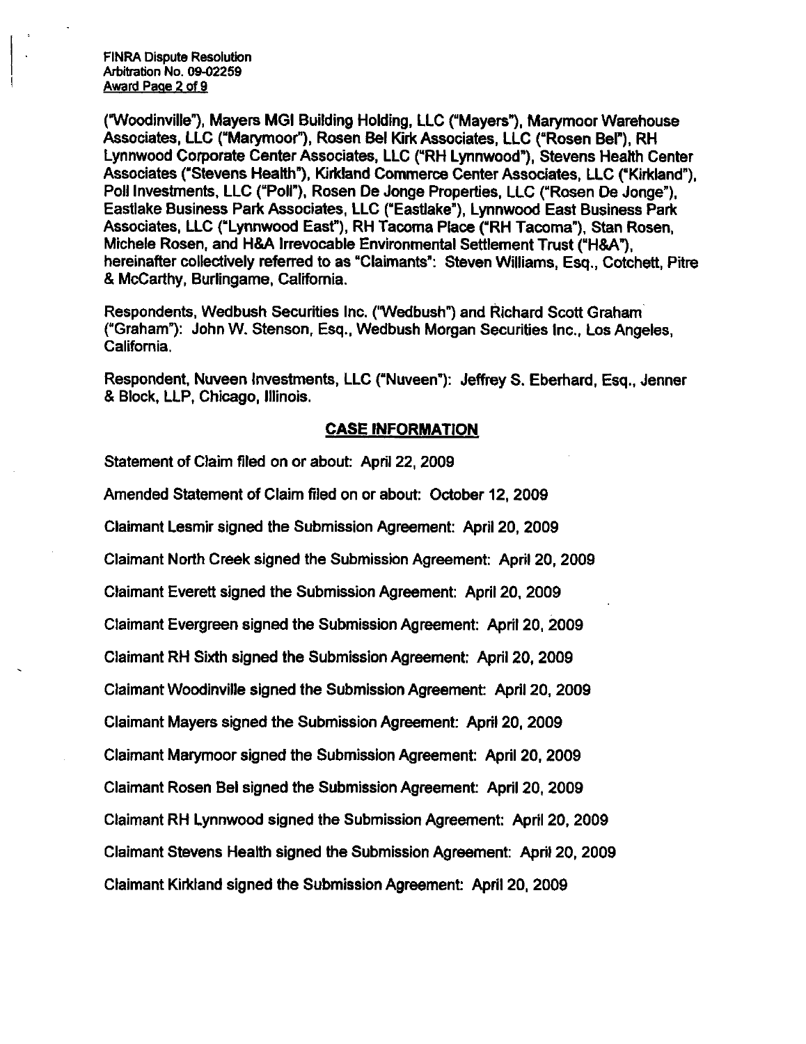("Woodinville"), Mayers MGI Building Holding, LLC ("Mayers"), Marymoor Warehouse Associates, LLC ("Marymoor"), Rosen Bel Kirk Associates, LLC ("Rosen Bel"), RH Lynnwood Corporate Center Associates, LLC ("RH Lynnwood"), Stevens Health Center Associates ("Stevens Health"), Kirkland Commerce Center Associates, LLC ("Kirkland"), Poll Investments, LLC ("Poll"), Rosen De Jonge Properties, LLC ("Rosen De Jonge"), Eastlake Business Park Associates, LLC ("Eastlake"), Lynnwood East Business Park Associates, LLC ("Lynnwood East"), RH Tacoma Place ("RH Tacoma"), Stan Rosen, Michele Rosen, and H&A Irrevocable Environmental Settlement Trust ("H&A"), hereinafter collectively referred to as "Claimants": Steven Williams, Esq., Cotchett, Pitre & McCarthy, Burlingame, California.

Respondents, Wedbush Securities Inc. ("Wedbush") and Richard Scott Graham ("Graham"): John W. Stenson, Esq., Wedbush Morgan Securities Inc., Los Angeles, California.

Respondent, Nuveen Investments, LLC ("Nuveen"): Jeffrey S. Eberhard, Esq., Jenner & Block, LLP, Chicago, Illinois.

## CASE INFORMATION

Statement of Claim filed on or about: April 22, 2009

Amended Statement of Claim filed on or about: October 12, 2009

Claimant Lesmir signed the Submission Agreement: April 20, 2009

Claimant North Creek signed the Submission Agreement: April 20, 2009

Claimant Everett signed the Submission Agreement: April 20, 2009

Claimant Evergreen signed the Submission Agreement: April 20, 2009

Claimant RH Sixth signed the Submission Agreement: April 20, 2009

Claimant Woodinville signed the Submission Agreement: April 20, 2009

Claimant Mayers signed the Submission Agreement: April 20, 2009

Claimant Marymoor signed the Submission Agreement: April 20, 2009

Claimant Rosen Bel signed the Submission Agreement: April 20, 2009

Claimant RH Lynnwood signed the Submission Agreement: April 20, 2009

Claimant Stevens Health signed the Submission Agreement: April 20, 2009

Claimant Kirkland signed the Submission Agreement: April 20, 2009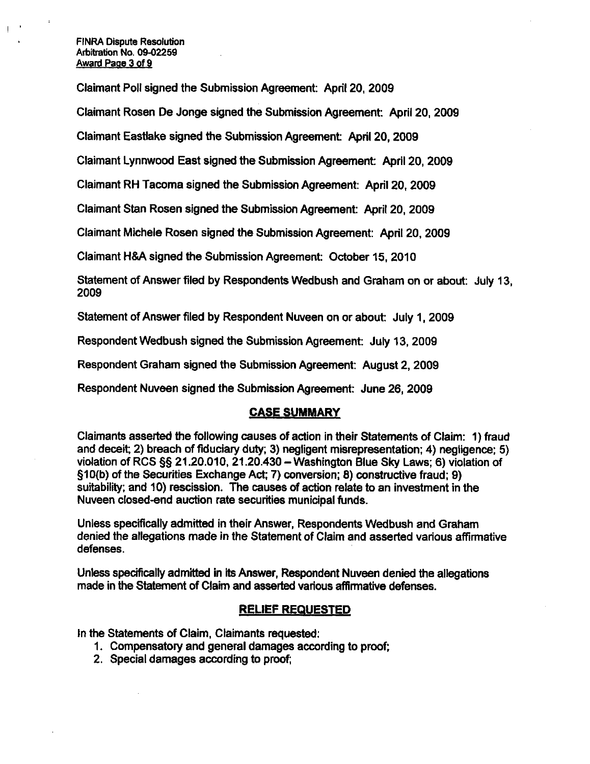Claimant Poll signed the Submission Agreement: April 20, 2009

Claimant Rosen De Jonge signed the Submission Agreement: April 20, 2009

Claimant Eastlake signed the Submission Agreement: April 20, 2009

Claimant Lynnwood East signed the Submission Agreement: April 20, 2009

Claimant RH Tacoma signed the Submission Agreement: April 20, 2009

Claimant Stan Rosen signed the Submission Agreement: April 20, 2009

Claimant Michele Rosen signed the Submission Agreement: April 20, 2009

Claimant H&A signed the Submission Agreement: October 15, 2010

Statement of Answer filed by Respondents Wedbush and Graham on or about: July 13, 2009

Statement of Answer filed by Respondent Nuveen on or about: July 1, 2009

Respondent Wedbush signed the Submission Agreement: July 13, 2009

Respondent Graham signed the Submission Agreement: August 2, 2009

Respondent Nuveen signed the Submission Agreement: June 26, 2009

## CASE SUMMARY

Claimants asserted the following causes of action in their Statements of Claim: 1) fraud and deceit; 2) breach of fiduciary duty; 3) negligent misrepresentation; 4) negligence; 5) violation of RCS §§ 21.20.010, 21.20.430 – Washington Blue Sky Laws; 6) violation of §10(b) of the Securities Exchange Act; 7) conversion; 8) constructive fraud; 9) suitability; and 10) rescission. The causes of action relate to an investment in the Nuveen closed-end auction rate securities municipal funds.

Unless specifically admitted in their Answer, Respondents Wedbush and Graham denied the allegations made in the Statement of Claim and asserted various affirmative defenses.

Unless specifically admitted in its Answer, Respondent Nuveen denied the allegations made in the Statement of Claim and asserted various affirmative defenses.

## RELIEF REQUESTED

In the Statements of Claim, Claimants requested:

1. Compensatory and general damages according to proof;
2. Special damages according to proof;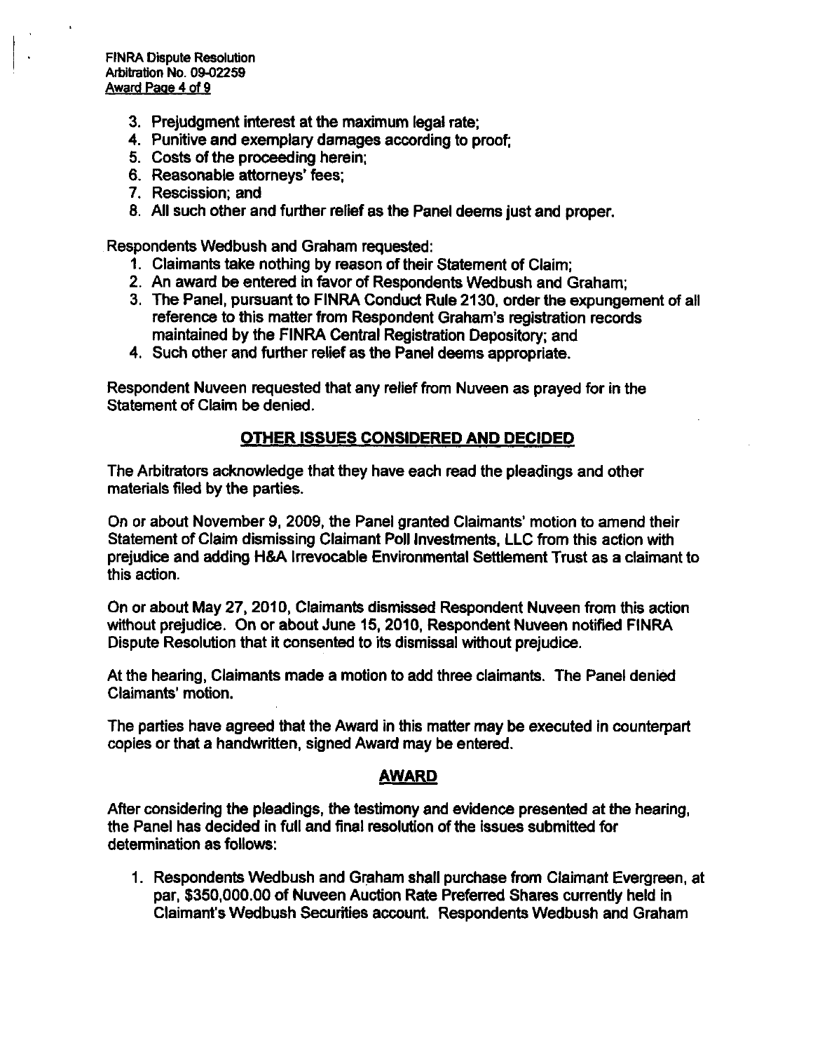3. Prejudgment interest at the maximum legal rate;
4. Punitive and exemplary damages according to proof;
5. Costs of the proceeding herein;
6. Reasonable attorneys' fees;
7. Rescission; and
8. All such other and further relief as the Panel deems just and proper.

Respondents Wedbush and Graham requested:

1. Claimants take nothing by reason of their Statement of Claim;
2. An award be entered in favor of Respondents Wedbush and Graham;
3. The Panel, pursuant to FINRA Conduct Rule 2130, order the expungement of all reference to this matter from Respondent Graham's registration records maintained by the FINRA Central Registration Depository; and
4. Such other and further relief as the Panel deems appropriate.

Respondent Nuveen requested that any relief from Nuveen as prayed for in the Statement of Claim be denied.

## OTHER ISSUES CONSIDERED AND DECIDED

The Arbitrators acknowledge that they have each read the pleadings and other materials filed by the parties.

On or about November 9, 2009, the Panel granted Claimants' motion to amend their Statement of Claim dismissing Claimant Poll Investments, LLC from this action with prejudice and adding H&A Irrevocable Environmental Settlement Trust as a claimant to this action.

On or about May 27, 2010, Claimants dismissed Respondent Nuveen from this action without prejudice. On or about June 15, 2010, Respondent Nuveen notified FINRA Dispute Resolution that it consented to its dismissal without prejudice.

At the hearing, Claimants made a motion to add three claimants. The Panel denied Claimants' motion.

The parties have agreed that the Award in this matter may be executed in counterpart copies or that a handwritten, signed Award may be entered.

## AWARD

After considering the pleadings, the testimony and evidence presented at the hearing, the Panel has decided in full and final resolution of the issues submitted for determination as follows:

1. Respondents Wedbush and Graham shall purchase from Claimant Evergreen, at par, $350,000.00 of Nuveen Auction Rate Preferred Shares currently held in Claimant's Wedbush Securities account. Respondents Wedbush and Graham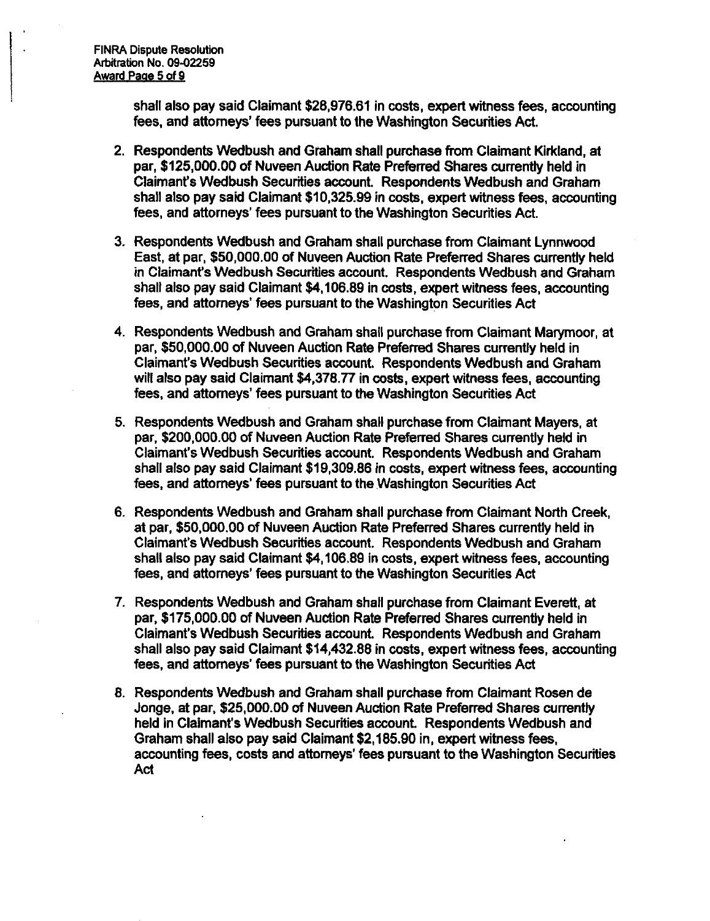shall also pay said Claimant $28,976.61 in costs, expert witness fees, accounting fees, and attorneys' fees pursuant to the Washington Securities Act.

2. Respondents Wedbush and Graham shall purchase from Claimant Kirkland, at par, $125,000.00 of Nuveen Auction Rate Preferred Shares currently held in Claimant's Wedbush Securities account. Respondents Wedbush and Graham shall also pay said Claimant $10,325.99 in costs, expert witness fees, accounting fees, and attorneys' fees pursuant to the Washington Securities Act.

3. Respondents Wedbush and Graham shall purchase from Claimant Lynnwood East, at par, $50,000.00 of Nuveen Auction Rate Preferred Shares currently held in Claimant's Wedbush Securities account. Respondents Wedbush and Graham shall also pay said Claimant $4,106.89 in costs, expert witness fees, accounting fees, and attorneys' fees pursuant to the Washington Securities Act

4. Respondents Wedbush and Graham shall purchase from Claimant Marymoor, at par, $50,000.00 of Nuveen Auction Rate Preferred Shares currently held in Claimant's Wedbush Securities account. Respondents Wedbush and Graham will also pay said Claimant $4,378.77 in costs, expert witness fees, accounting fees, and attorneys' fees pursuant to the Washington Securities Act

5. Respondents Wedbush and Graham shall purchase from Claimant Mayers, at par, $200,000.00 of Nuveen Auction Rate Preferred Shares currently held in Claimant's Wedbush Securities account. Respondents Wedbush and Graham shall also pay said Claimant $19,309.86 in costs, expert witness fees, accounting fees, and attorneys' fees pursuant to the Washington Securities Act

6. Respondents Wedbush and Graham shall purchase from Claimant North Creek, at par, $50,000.00 of Nuveen Auction Rate Preferred Shares currently held in Claimant's Wedbush Securities account. Respondents Wedbush and Graham shall also pay said Claimant $4,106.89 in costs, expert witness fees, accounting fees, and attorneys' fees pursuant to the Washington Securities Act

7. Respondents Wedbush and Graham shall purchase from Claimant Everett, at par, $175,000.00 of Nuveen Auction Rate Preferred Shares currently held in Claimant's Wedbush Securities account. Respondents Wedbush and Graham shall also pay said Claimant $14,432.88 in costs, expert witness fees, accounting fees, and attorneys' fees pursuant to the Washington Securities Act

8. Respondents Wedbush and Graham shall purchase from Claimant Rosen de Jonge, at par, $25,000.00 of Nuveen Auction Rate Preferred Shares currently held in Claimant's Wedbush Securities account. Respondents Wedbush and Graham shall also pay said Claimant $2,185.90 in, expert witness fees, accounting fees, costs and attorneys' fees pursuant to the Washington Securities Act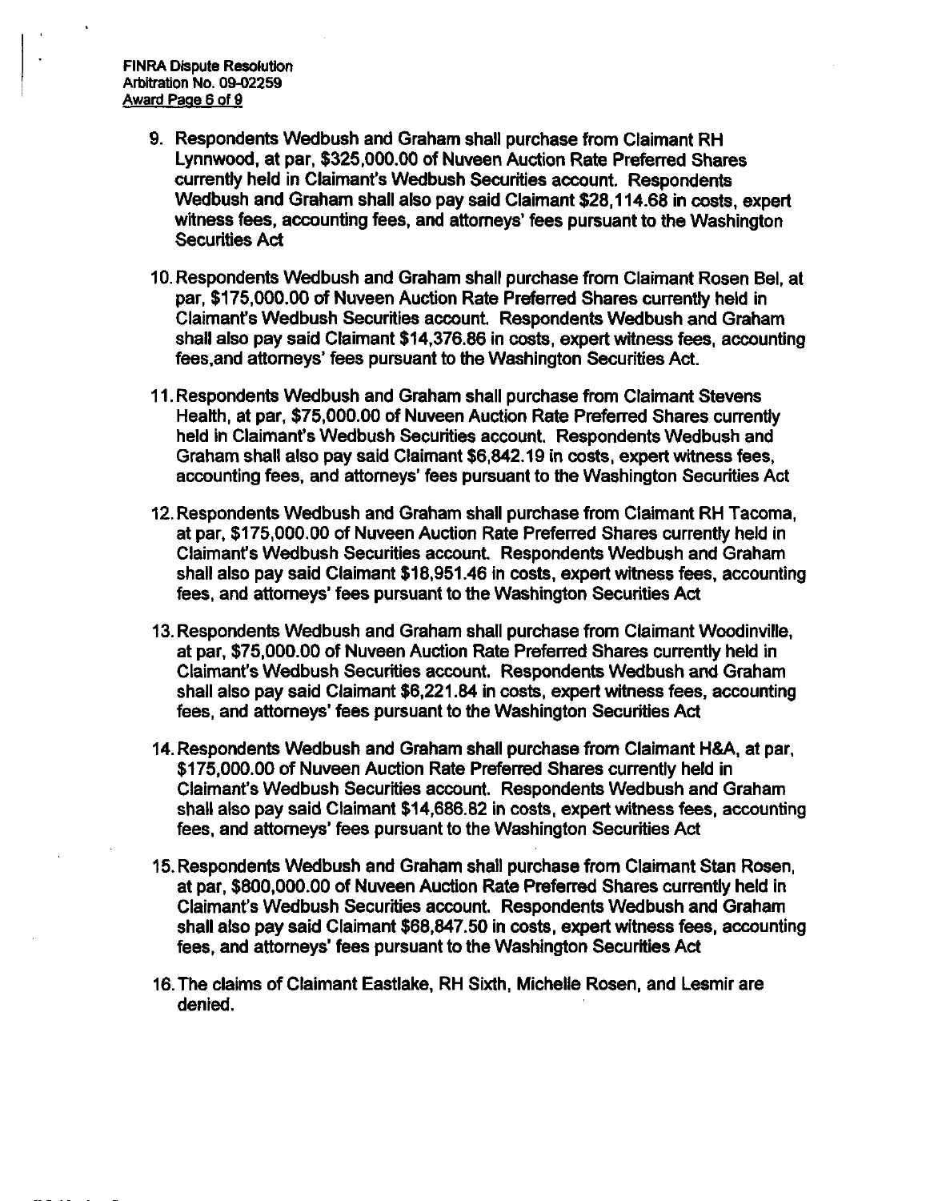9. Respondents Wedbush and Graham shall purchase from Claimant RH Lynnwood, at par, $325,000.00 of Nuveen Auction Rate Preferred Shares currently held in Claimant's Wedbush Securities account. Respondents Wedbush and Graham shall also pay said Claimant $28,114.68 in costs, expert witness fees, accounting fees, and attorneys' fees pursuant to the Washington Securities Act

10. Respondents Wedbush and Graham shall purchase from Claimant Rosen Bel, at par, $175,000.00 of Nuveen Auction Rate Preferred Shares currently held in Claimant's Wedbush Securities account. Respondents Wedbush and Graham shall also pay said Claimant $14,376.86 in costs, expert witness fees, accounting fees,and attorneys' fees pursuant to the Washington Securities Act.

11. Respondents Wedbush and Graham shall purchase from Claimant Stevens Health, at par, $75,000.00 of Nuveen Auction Rate Preferred Shares currently held in Claimant's Wedbush Securities account. Respondents Wedbush and Graham shall also pay said Claimant $6,842.19 in costs, expert witness fees, accounting fees, and attorneys' fees pursuant to the Washington Securities Act

12. Respondents Wedbush and Graham shall purchase from Claimant RH Tacoma, at par, $175,000.00 of Nuveen Auction Rate Preferred Shares currently held in Claimant's Wedbush Securities account. Respondents Wedbush and Graham shall also pay said Claimant $18,951.46 in costs, expert witness fees, accounting fees, and attorneys' fees pursuant to the Washington Securities Act

13. Respondents Wedbush and Graham shall purchase from Claimant Woodinville, at par, $75,000.00 of Nuveen Auction Rate Preferred Shares currently held in Claimant's Wedbush Securities account. Respondents Wedbush and Graham shall also pay said Claimant $6,221.84 in costs, expert witness fees, accounting fees, and attorneys' fees pursuant to the Washington Securities Act

14. Respondents Wedbush and Graham shall purchase from Claimant H&A, at par, $175,000.00 of Nuveen Auction Rate Preferred Shares currently held in Claimant's Wedbush Securities account. Respondents Wedbush and Graham shall also pay said Claimant $14,686.82 in costs, expert witness fees, accounting fees, and attorneys' fees pursuant to the Washington Securities Act

15. Respondents Wedbush and Graham shall purchase from Claimant Stan Rosen, at par, $800,000.00 of Nuveen Auction Rate Preferred Shares currently held in Claimant's Wedbush Securities account. Respondents Wedbush and Graham shall also pay said Claimant $68,847.50 in costs, expert witness fees, accounting fees, and attorneys' fees pursuant to the Washington Securities Act

16. The claims of Claimant Eastlake, RH Sixth, Michelle Rosen, and Lesmir are denied.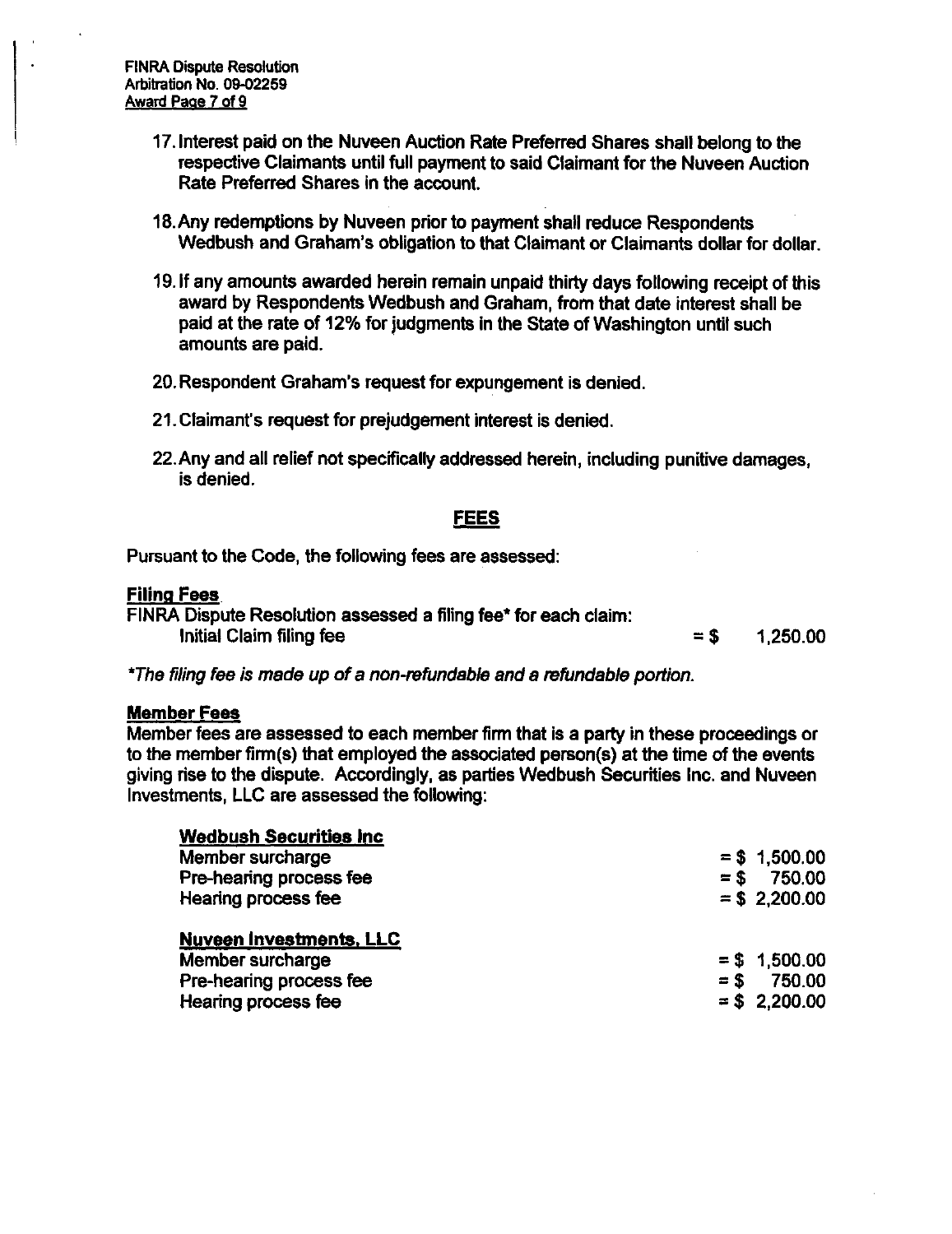17. Interest paid on the Nuveen Auction Rate Preferred Shares shall belong to the respective Claimants until full payment to said Claimant for the Nuveen Auction Rate Preferred Shares in the account.

18. Any redemptions by Nuveen prior to payment shall reduce Respondents Wedbush and Graham's obligation to that Claimant or Claimants dollar for dollar.

19. If any amounts awarded herein remain unpaid thirty days following receipt of this award by Respondents Wedbush and Graham, from that date interest shall be paid at the rate of 12% for judgments in the State of Washington until such amounts are paid.

20. Respondent Graham's request for expungement is denied.

21. Claimant's request for prejudgement interest is denied.

22. Any and all relief not specifically addressed herein, including punitive damages, is denied.

## FEES

Pursuant to the Code, the following fees are assessed:

**Filing Fees**

FINRA Dispute Resolution assessed a filing fee* for each claim:

| | |
|---|---|
| Initial Claim filing fee | = $ 1,250.00 |

*The filing fee is made up of a non-refundable and a refundable portion.*

**Member Fees**

Member fees are assessed to each member firm that is a party in these proceedings or to the member firm(s) that employed the associated person(s) at the time of the events giving rise to the dispute. Accordingly, as parties Wedbush Securities Inc. and Nuveen Investments, LLC are assessed the following:

**Wedbush Securities Inc**

| | |
|---|---|
| Member surcharge | = $ 1,500.00 |
| Pre-hearing process fee | = $ 750.00 |
| Hearing process fee | = $ 2,200.00 |

**Nuveen Investments, LLC**

| | |
|---|---|
| Member surcharge | = $ 1,500.00 |
| Pre-hearing process fee | = $ 750.00 |
| Hearing process fee | = $ 2,200.00 |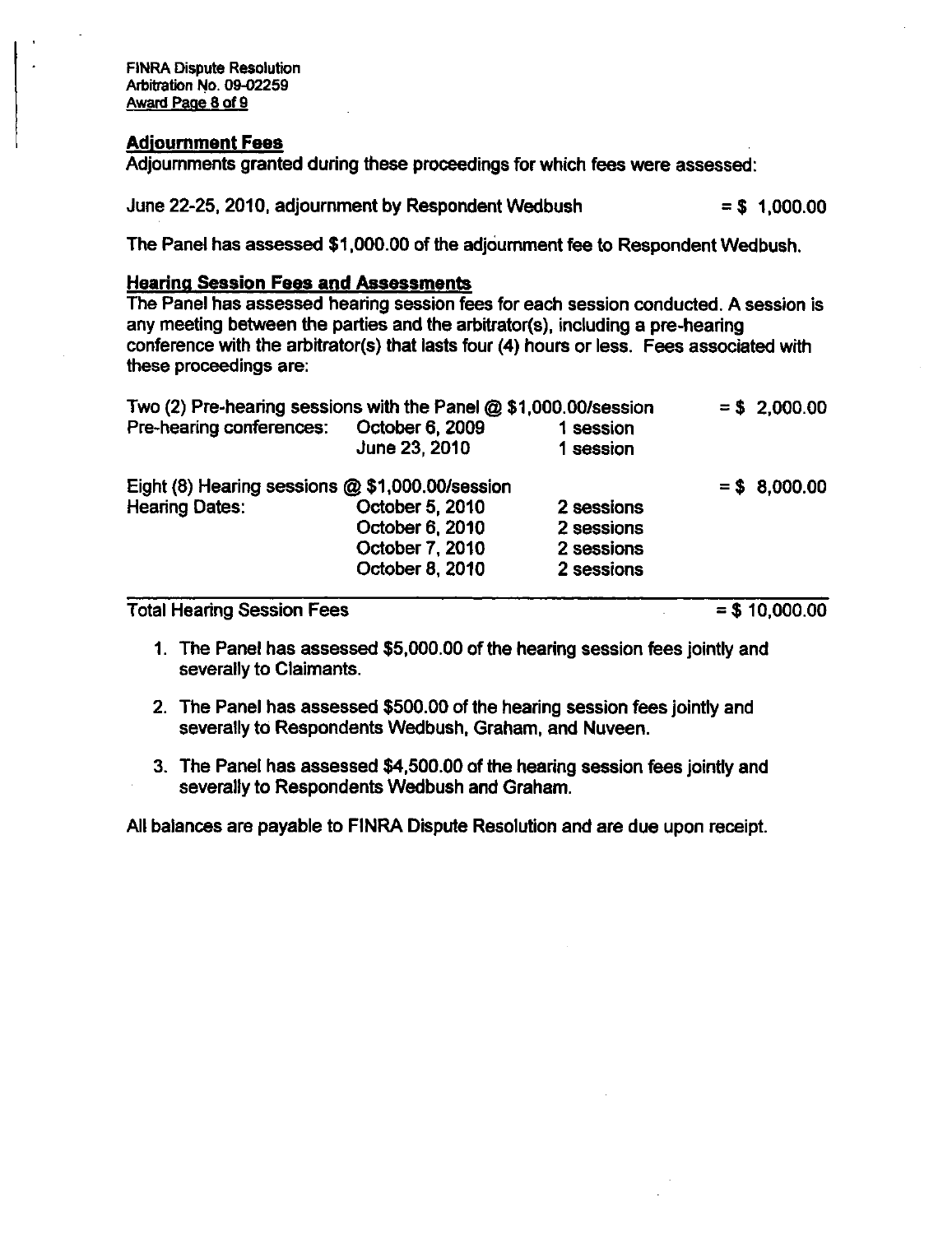**Adjournment Fees**

Adjournments granted during these proceedings for which fees were assessed:

June 22-25, 2010, adjournment by Respondent Wedbush = $ 1,000.00

The Panel has assessed $1,000.00 of the adjournment fee to Respondent Wedbush.

**Hearing Session Fees and Assessments**

The Panel has assessed hearing session fees for each session conducted. A session is any meeting between the parties and the arbitrator(s), including a pre-hearing conference with the arbitrator(s) that lasts four (4) hours or less. Fees associated with these proceedings are:

| | | | |
|---|---|---|---|
| Two (2) Pre-hearing sessions with the Panel @ $1,000.00/session | | | = $ 2,000.00 |
| Pre-hearing conferences: | October 6, 2009 | 1 session | |
| | June 23, 2010 | 1 session | |
| Eight (8) Hearing sessions @ $1,000.00/session | | | = $ 8,000.00 |
| Hearing Dates: | October 5, 2010 | 2 sessions | |
| | October 6, 2010 | 2 sessions | |
| | October 7, 2010 | 2 sessions | |
| | October 8, 2010 | 2 sessions | |
| Total Hearing Session Fees | | | = $ 10,000.00 |

1. The Panel has assessed $5,000.00 of the hearing session fees jointly and severally to Claimants.
2. The Panel has assessed $500.00 of the hearing session fees jointly and severally to Respondents Wedbush, Graham, and Nuveen.
3. The Panel has assessed $4,500.00 of the hearing session fees jointly and severally to Respondents Wedbush and Graham.

All balances are payable to FINRA Dispute Resolution and are due upon receipt.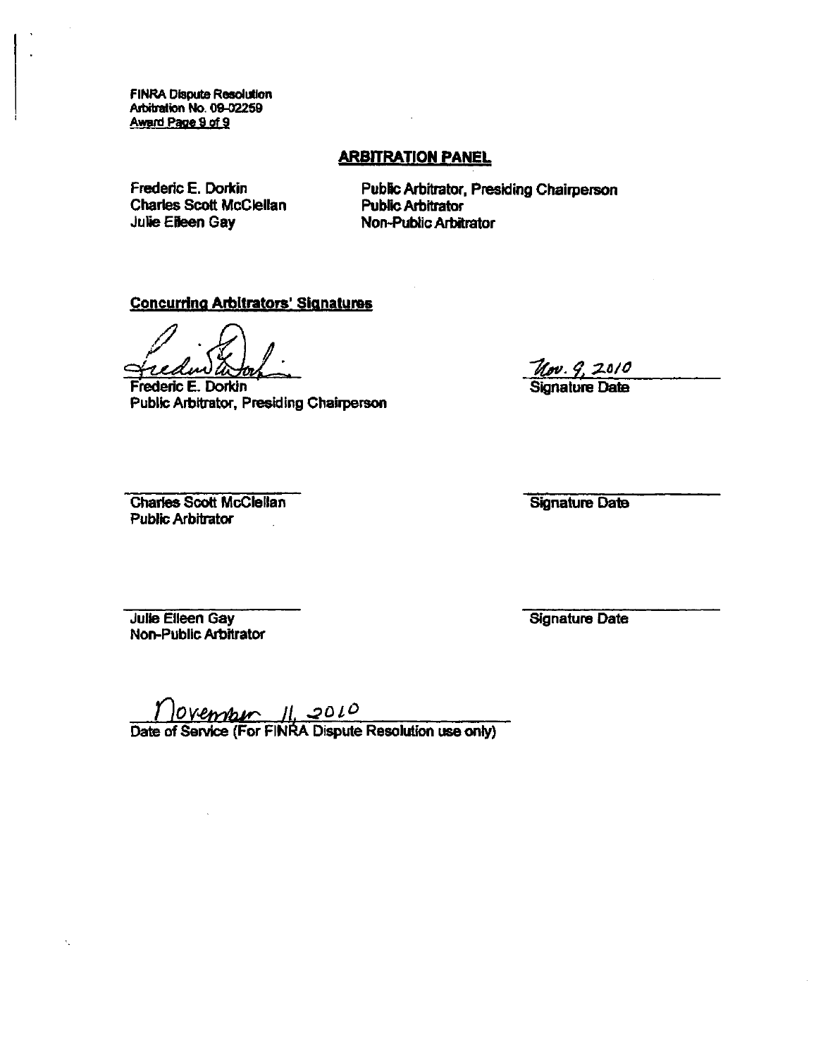FINRA Dispute Resolution
Arbitration No. 09-02259

## ARBITRATION PANEL

| | |
|---|---|
| Frederic E. Dorkin | Public Arbitrator, Presiding Chairperson |
| Charles Scott McClellan | Public Arbitrator |
| Julie Eileen Gay | Non-Public Arbitrator |

**Concurring Arbitrators' Signatures**

Frederic E. Dorkin
Public Arbitrator, Presiding Chairperson

Nov. 9, 2010
Signature Date

Charles Scott McClellan
Public Arbitrator

Signature Date

Julie Eileen Gay
Non-Public Arbitrator

Signature Date

November 11, 2010
Date of Service (For FINRA Dispute Resolution use only)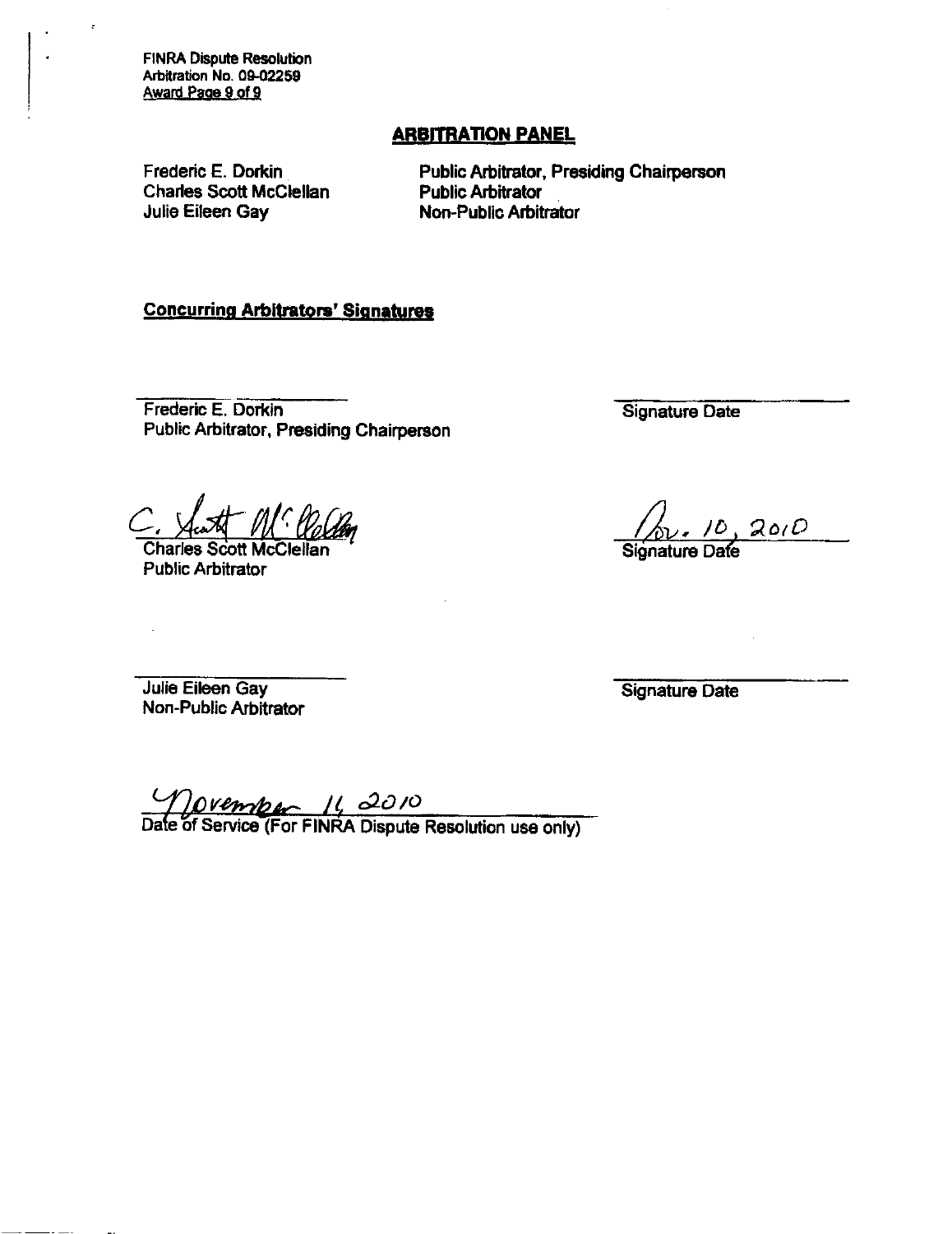## ARBITRATION PANEL

| | |
|---|---|
| Frederic E. Dorkin | Public Arbitrator, Presiding Chairperson |
| Charles Scott McClellan | Public Arbitrator |
| Julie Eileen Gay | Non-Public Arbitrator |

**Concurring Arbitrators' Signatures**

Frederic E. Dorkin
Public Arbitrator, Presiding Chairperson

Signature Date

C. Scott McClellan
Charles Scott McClellan
Public Arbitrator

Nov. 10, 2010
Signature Date

Julie Eileen Gay
Non-Public Arbitrator

Signature Date

November 11, 2010
Date of Service (For FINRA Dispute Resolution use only)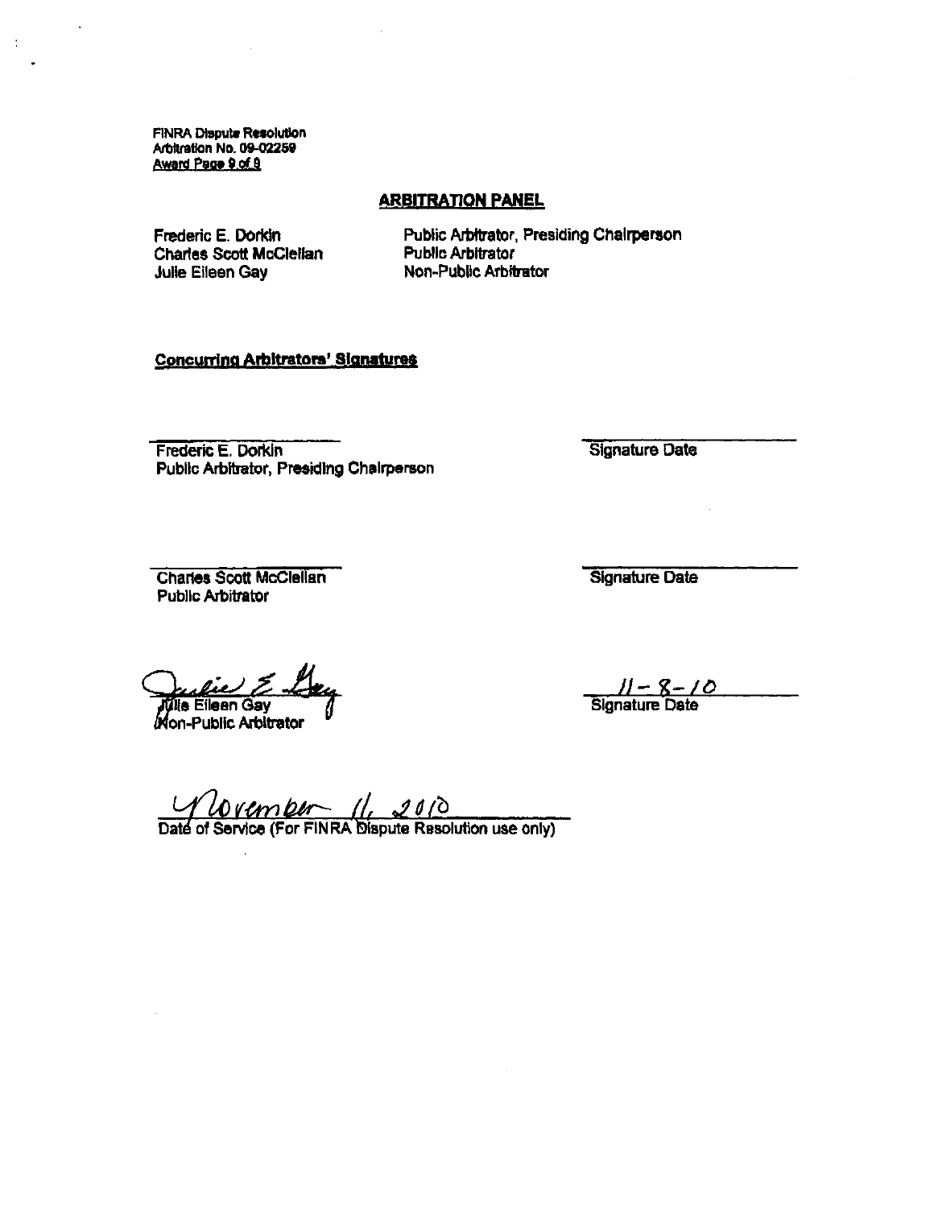FINRA Dispute Resolution
Arbitration No. 09-02259

## ARBITRATION PANEL

| | |
|---|---|
| Frederic E. Dorkin | Public Arbitrator, Presiding Chairperson |
| Charles Scott McClellan | Public Arbitrator |
| Julie Eileen Gay | Non-Public Arbitrator |

**Concurring Arbitrators' Signatures**

_______________________
Frederic E. Dorkin
Public Arbitrator, Presiding Chairperson

_______________________
Signature Date

_______________________
Charles Scott McClellan
Public Arbitrator

_______________________
Signature Date

Julie E. Gay
Julie Eileen Gay
Non-Public Arbitrator

11-8-10
Signature Date

November 11, 2010
Date of Service (For FINRA Dispute Resolution use only)